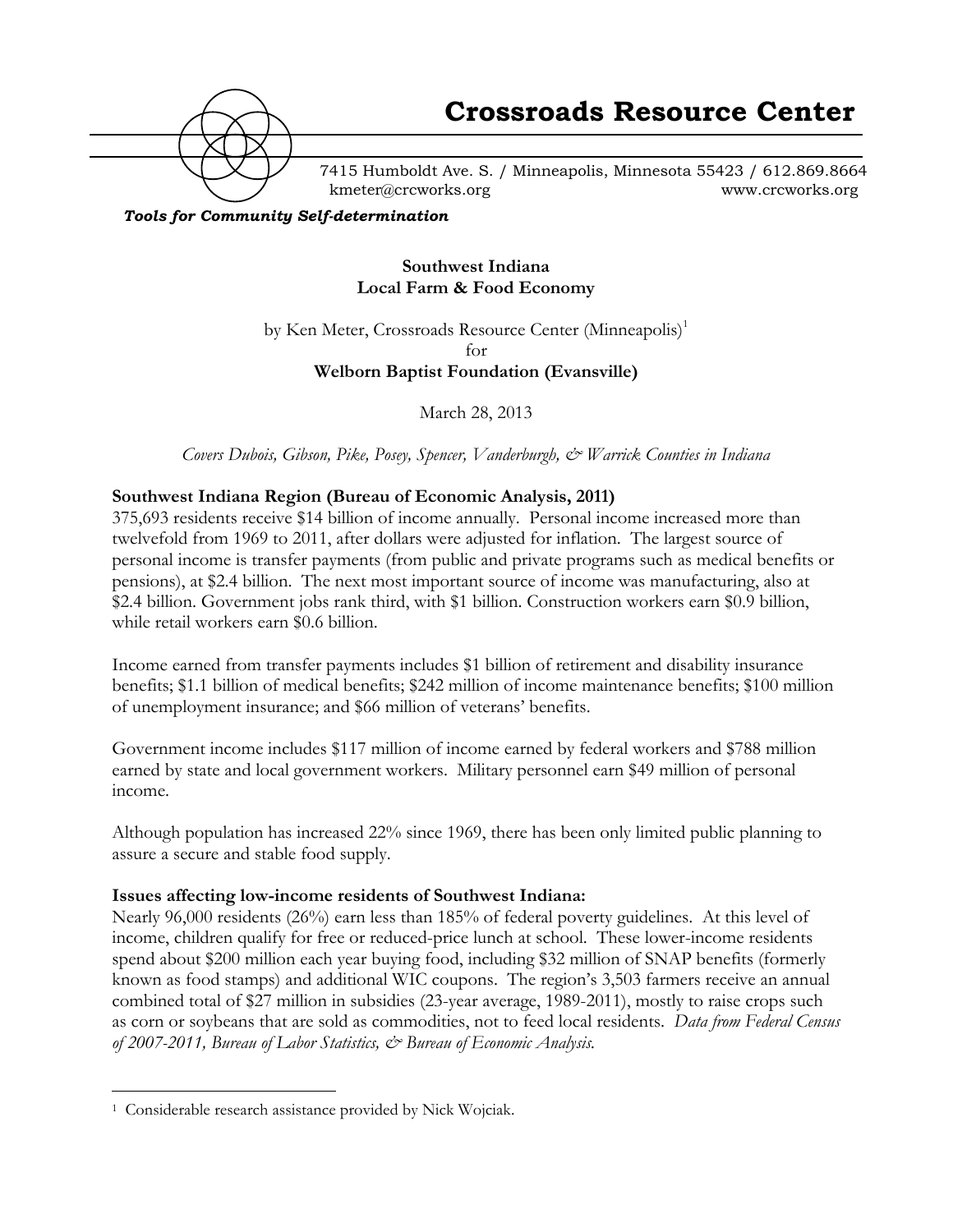# Crossroads Resource Center

7415 Humboldt Ave. S. / Minneapolis, Minnesota 55423 / 612.869.8664
kmeter@crcworks.org www.crcworks.org

***Tools for Community Self-determination***

**Southwest Indiana**
**Local Farm & Food Economy**

by Ken Meter, Crossroads Resource Center (Minneapolis)[1]
for
**Welborn Baptist Foundation (Evansville)**

March 28, 2013

*Covers Dubois, Gibson, Pike, Posey, Spencer, Vanderburgh, & Warrick Counties in Indiana*

**Southwest Indiana Region (Bureau of Economic Analysis, 2011)**

375,693 residents receive $14 billion of income annually. Personal income increased more than twelvefold from 1969 to 2011, after dollars were adjusted for inflation. The largest source of personal income is transfer payments (from public and private programs such as medical benefits or pensions), at $2.4 billion. The next most important source of income was manufacturing, also at $2.4 billion. Government jobs rank third, with $1 billion. Construction workers earn $0.9 billion, while retail workers earn $0.6 billion.

Income earned from transfer payments includes $1 billion of retirement and disability insurance benefits; $1.1 billion of medical benefits; $242 million of income maintenance benefits; $100 million of unemployment insurance; and $66 million of veterans' benefits.

Government income includes $117 million of income earned by federal workers and $788 million earned by state and local government workers. Military personnel earn $49 million of personal income.

Although population has increased 22% since 1969, there has been only limited public planning to assure a secure and stable food supply.

**Issues affecting low-income residents of Southwest Indiana:**

Nearly 96,000 residents (26%) earn less than 185% of federal poverty guidelines. At this level of income, children qualify for free or reduced-price lunch at school. These lower-income residents spend about $200 million each year buying food, including $32 million of SNAP benefits (formerly known as food stamps) and additional WIC coupons. The region's 3,503 farmers receive an annual combined total of $27 million in subsidies (23-year average, 1989-2011), mostly to raise crops such as corn or soybeans that are sold as commodities, not to feed local residents. *Data from Federal Census of 2007-2011, Bureau of Labor Statistics, & Bureau of Economic Analysis.*

---

[1] Considerable research assistance provided by Nick Wojciak.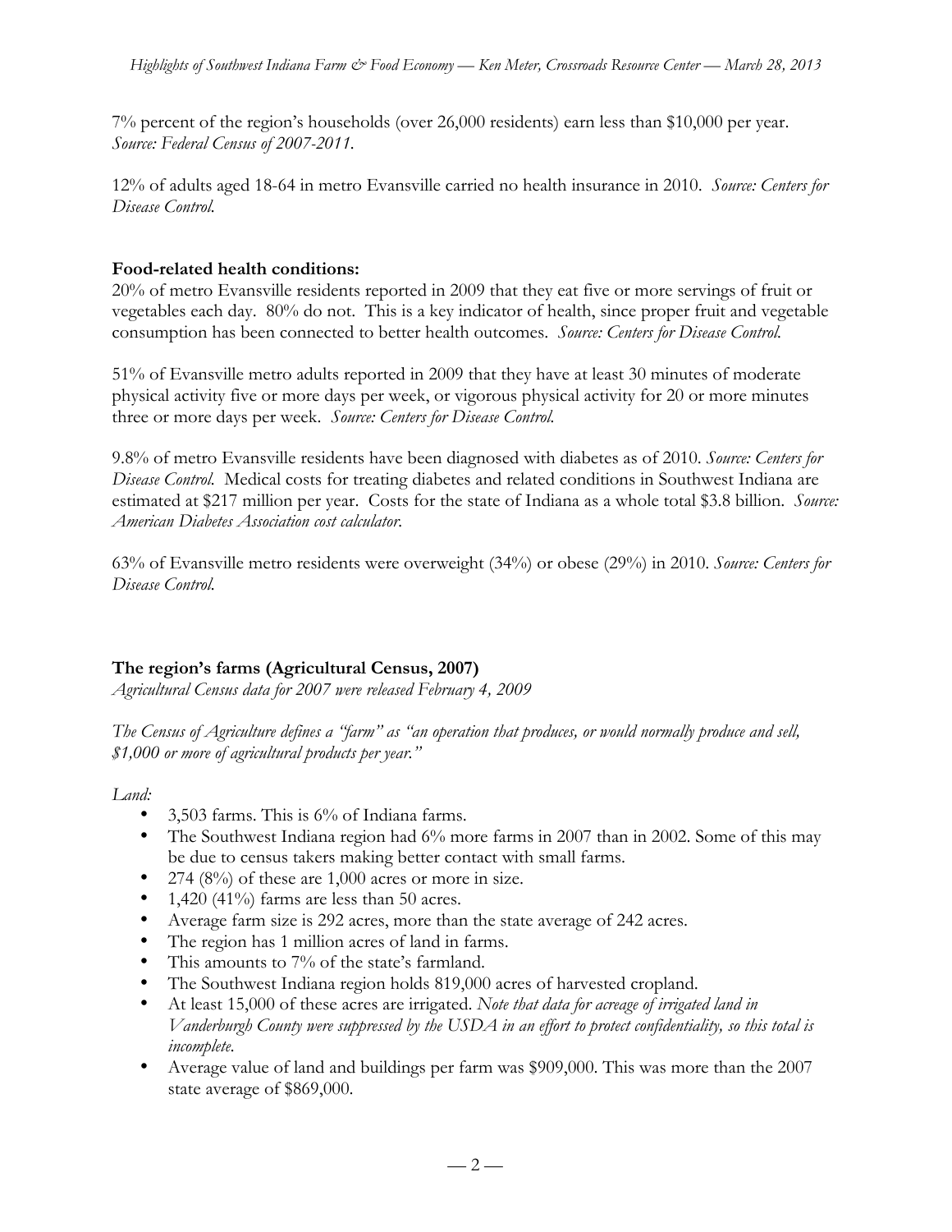7% percent of the region's households (over 26,000 residents) earn less than $10,000 per year. *Source: Federal Census of 2007-2011.*

12% of adults aged 18-64 in metro Evansville carried no health insurance in 2010. *Source: Centers for Disease Control.*

**Food-related health conditions:**

20% of metro Evansville residents reported in 2009 that they eat five or more servings of fruit or vegetables each day. 80% do not. This is a key indicator of health, since proper fruit and vegetable consumption has been connected to better health outcomes. *Source: Centers for Disease Control.*

51% of Evansville metro adults reported in 2009 that they have at least 30 minutes of moderate physical activity five or more days per week, or vigorous physical activity for 20 or more minutes three or more days per week. *Source: Centers for Disease Control.*

9.8% of metro Evansville residents have been diagnosed with diabetes as of 2010. *Source: Centers for Disease Control.* Medical costs for treating diabetes and related conditions in Southwest Indiana are estimated at $217 million per year. Costs for the state of Indiana as a whole total $3.8 billion. *Source: American Diabetes Association cost calculator.*

63% of Evansville metro residents were overweight (34%) or obese (29%) in 2010. *Source: Centers for Disease Control.*

**The region's farms (Agricultural Census, 2007)**

*Agricultural Census data for 2007 were released February 4, 2009*

*The Census of Agriculture defines a "farm" as "an operation that produces, or would normally produce and sell, $1,000 or more of agricultural products per year."*

*Land:*

- 3,503 farms. This is 6% of Indiana farms.
- The Southwest Indiana region had 6% more farms in 2007 than in 2002. Some of this may be due to census takers making better contact with small farms.
- 274 (8%) of these are 1,000 acres or more in size.
- 1,420 (41%) farms are less than 50 acres.
- Average farm size is 292 acres, more than the state average of 242 acres.
- The region has 1 million acres of land in farms.
- This amounts to 7% of the state's farmland.
- The Southwest Indiana region holds 819,000 acres of harvested cropland.
- At least 15,000 of these acres are irrigated. *Note that data for acreage of irrigated land in Vanderburgh County were suppressed by the USDA in an effort to protect confidentiality, so this total is incomplete.*
- Average value of land and buildings per farm was $909,000. This was more than the 2007 state average of $869,000.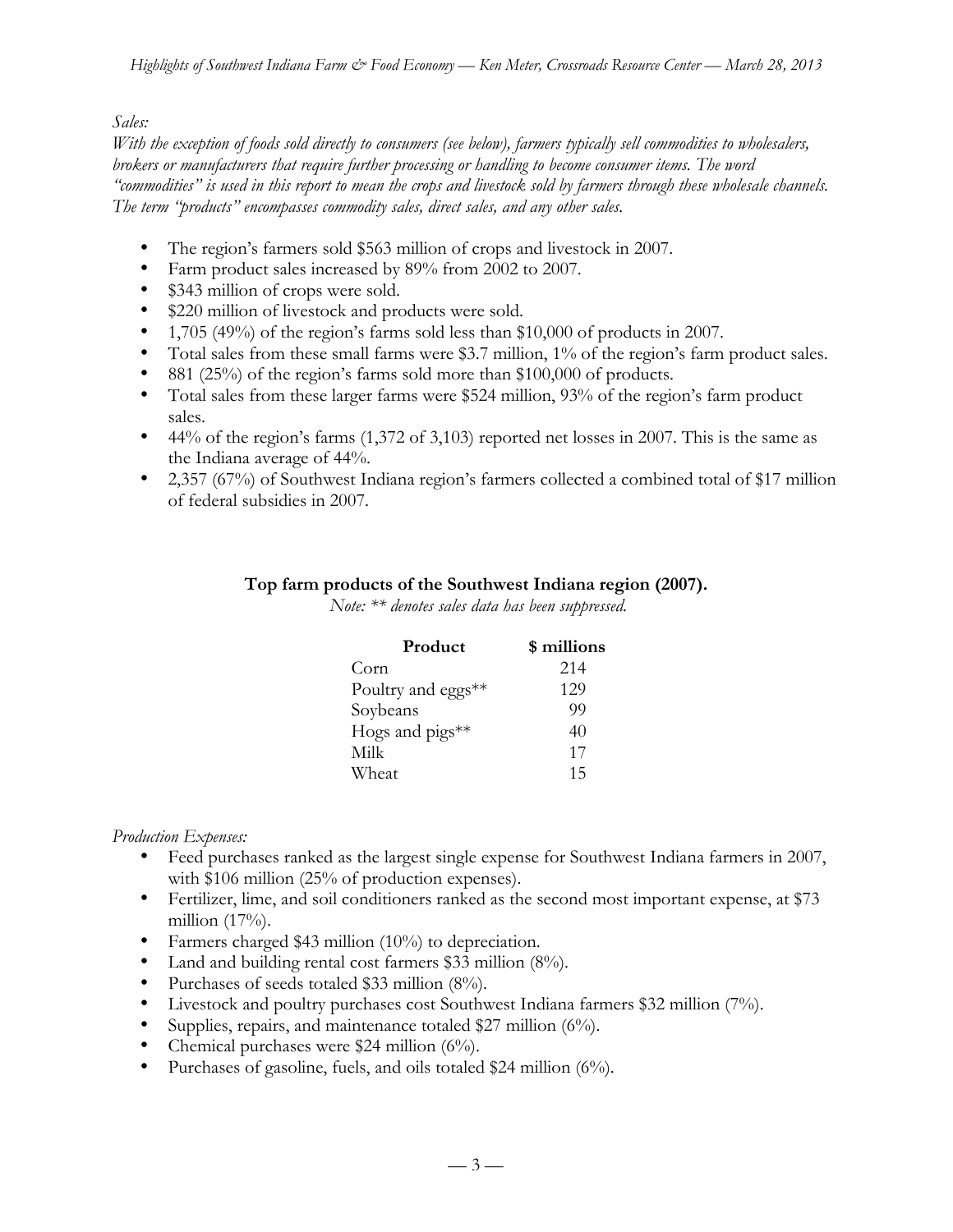*Sales:*

*With the exception of foods sold directly to consumers (see below), farmers typically sell commodities to wholesalers, brokers or manufacturers that require further processing or handling to become consumer items. The word "commodities" is used in this report to mean the crops and livestock sold by farmers through these wholesale channels. The term "products" encompasses commodity sales, direct sales, and any other sales.*

- The region's farmers sold $563 million of crops and livestock in 2007.
- Farm product sales increased by 89% from 2002 to 2007.
- $343 million of crops were sold.
- $220 million of livestock and products were sold.
- 1,705 (49%) of the region's farms sold less than $10,000 of products in 2007.
- Total sales from these small farms were $3.7 million, 1% of the region's farm product sales.
- 881 (25%) of the region's farms sold more than $100,000 of products.
- Total sales from these larger farms were $524 million, 93% of the region's farm product sales.
- 44% of the region's farms (1,372 of 3,103) reported net losses in 2007. This is the same as the Indiana average of 44%.
- 2,357 (67%) of Southwest Indiana region's farmers collected a combined total of $17 million of federal subsidies in 2007.

**Top farm products of the Southwest Indiana region (2007).**

*Note: ** denotes sales data has been suppressed.*

| Product | $ millions |
|---|---|
| Corn | 214 |
| Poultry and eggs** | 129 |
| Soybeans | 99 |
| Hogs and pigs** | 40 |
| Milk | 17 |
| Wheat | 15 |

*Production Expenses:*

- Feed purchases ranked as the largest single expense for Southwest Indiana farmers in 2007, with $106 million (25% of production expenses).
- Fertilizer, lime, and soil conditioners ranked as the second most important expense, at $73 million (17%).
- Farmers charged $43 million (10%) to depreciation.
- Land and building rental cost farmers $33 million (8%).
- Purchases of seeds totaled $33 million (8%).
- Livestock and poultry purchases cost Southwest Indiana farmers $32 million (7%).
- Supplies, repairs, and maintenance totaled $27 million (6%).
- Chemical purchases were $24 million (6%).
- Purchases of gasoline, fuels, and oils totaled $24 million (6%).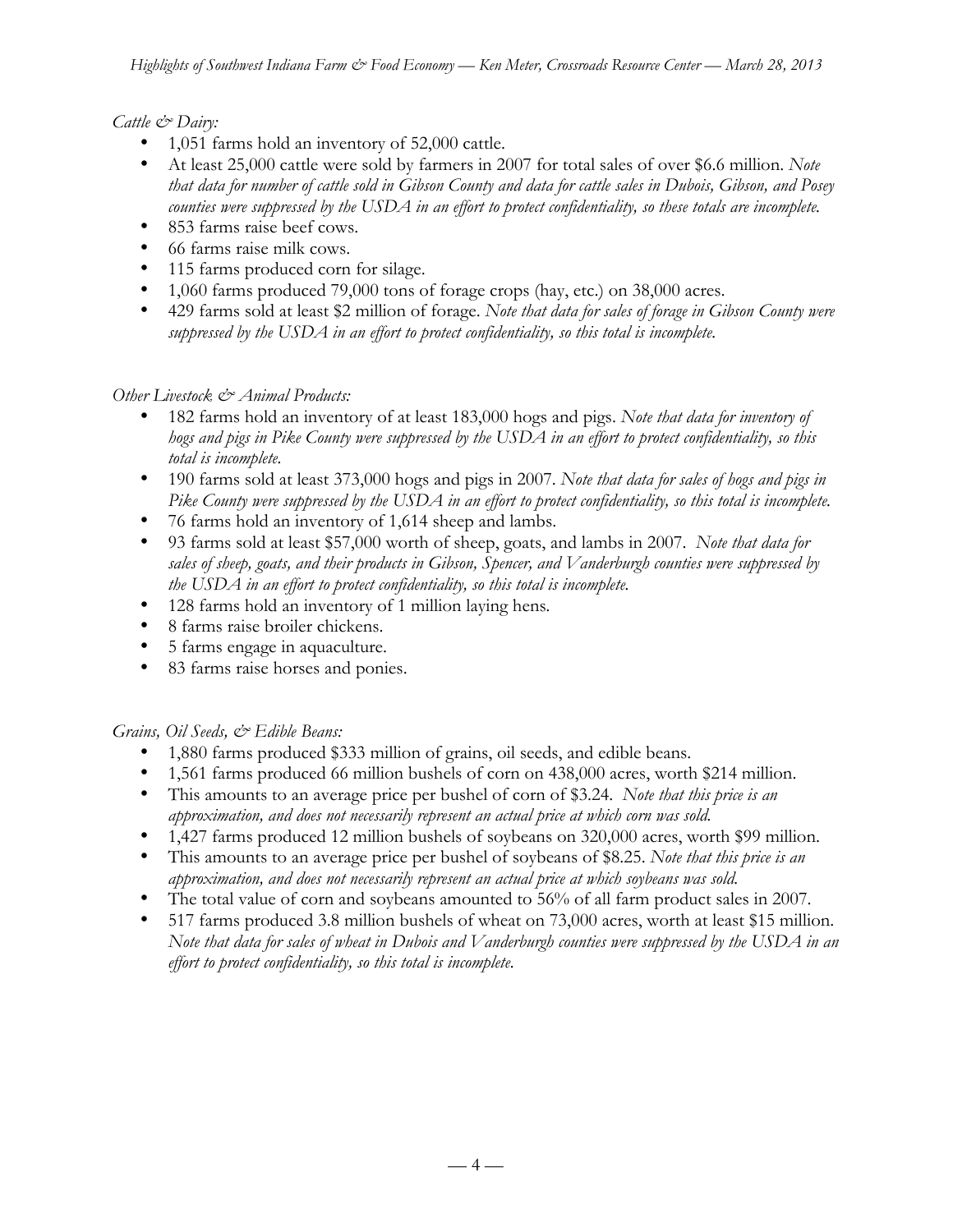*Cattle & Dairy:*

- 1,051 farms hold an inventory of 52,000 cattle.
- At least 25,000 cattle were sold by farmers in 2007 for total sales of over $6.6 million. *Note that data for number of cattle sold in Gibson County and data for cattle sales in Dubois, Gibson, and Posey counties were suppressed by the USDA in an effort to protect confidentiality, so these totals are incomplete.*
- 853 farms raise beef cows.
- 66 farms raise milk cows.
- 115 farms produced corn for silage.
- 1,060 farms produced 79,000 tons of forage crops (hay, etc.) on 38,000 acres.
- 429 farms sold at least $2 million of forage. *Note that data for sales of forage in Gibson County were suppressed by the USDA in an effort to protect confidentiality, so this total is incomplete.*

*Other Livestock & Animal Products:*

- 182 farms hold an inventory of at least 183,000 hogs and pigs. *Note that data for inventory of hogs and pigs in Pike County were suppressed by the USDA in an effort to protect confidentiality, so this total is incomplete.*
- 190 farms sold at least 373,000 hogs and pigs in 2007. *Note that data for sales of hogs and pigs in Pike County were suppressed by the USDA in an effort to protect confidentiality, so this total is incomplete.*
- 76 farms hold an inventory of 1,614 sheep and lambs.
- 93 farms sold at least $57,000 worth of sheep, goats, and lambs in 2007. *Note that data for sales of sheep, goats, and their products in Gibson, Spencer, and Vanderburgh counties were suppressed by the USDA in an effort to protect confidentiality, so this total is incomplete.*
- 128 farms hold an inventory of 1 million laying hens.
- 8 farms raise broiler chickens.
- 5 farms engage in aquaculture.
- 83 farms raise horses and ponies.

*Grains, Oil Seeds, & Edible Beans:*

- 1,880 farms produced $333 million of grains, oil seeds, and edible beans.
- 1,561 farms produced 66 million bushels of corn on 438,000 acres, worth $214 million.
- This amounts to an average price per bushel of corn of $3.24. *Note that this price is an approximation, and does not necessarily represent an actual price at which corn was sold.*
- 1,427 farms produced 12 million bushels of soybeans on 320,000 acres, worth $99 million.
- This amounts to an average price per bushel of soybeans of $8.25. *Note that this price is an approximation, and does not necessarily represent an actual price at which soybeans was sold.*
- The total value of corn and soybeans amounted to 56% of all farm product sales in 2007.
- 517 farms produced 3.8 million bushels of wheat on 73,000 acres, worth at least $15 million. *Note that data for sales of wheat in Dubois and Vanderburgh counties were suppressed by the USDA in an effort to protect confidentiality, so this total is incomplete.*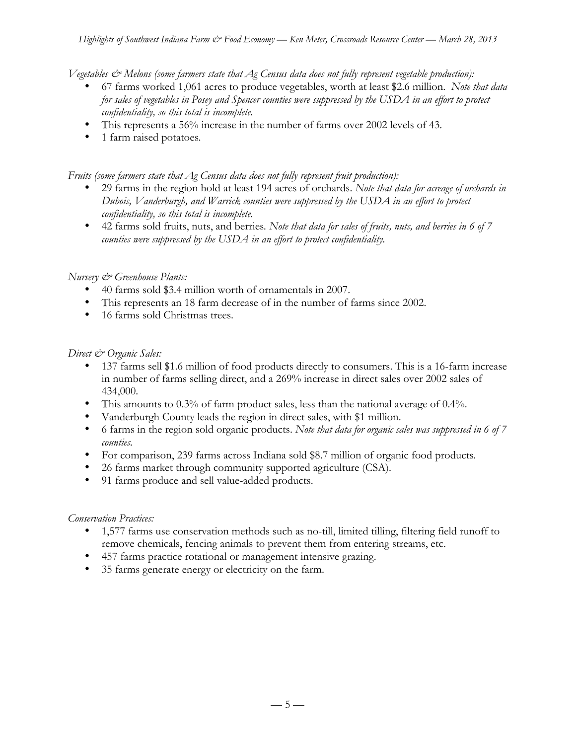*Vegetables & Melons (some farmers state that Ag Census data does not fully represent vegetable production):*

- 67 farms worked 1,061 acres to produce vegetables, worth at least $2.6 million. *Note that data for sales of vegetables in Posey and Spencer counties were suppressed by the USDA in an effort to protect confidentiality, so this total is incomplete.*
- This represents a 56% increase in the number of farms over 2002 levels of 43.
- 1 farm raised potatoes.

*Fruits (some farmers state that Ag Census data does not fully represent fruit production):*

- 29 farms in the region hold at least 194 acres of orchards. *Note that data for acreage of orchards in Dubois, Vanderburgh, and Warrick counties were suppressed by the USDA in an effort to protect confidentiality, so this total is incomplete.*
- 42 farms sold fruits, nuts, and berries. *Note that data for sales of fruits, nuts, and berries in 6 of 7 counties were suppressed by the USDA in an effort to protect confidentiality.*

*Nursery & Greenhouse Plants:*

- 40 farms sold $3.4 million worth of ornamentals in 2007.
- This represents an 18 farm decrease of in the number of farms since 2002.
- 16 farms sold Christmas trees.

*Direct & Organic Sales:*

- 137 farms sell $1.6 million of food products directly to consumers. This is a 16-farm increase in number of farms selling direct, and a 269% increase in direct sales over 2002 sales of 434,000.
- This amounts to 0.3% of farm product sales, less than the national average of 0.4%.
- Vanderburgh County leads the region in direct sales, with $1 million.
- 6 farms in the region sold organic products. *Note that data for organic sales was suppressed in 6 of 7 counties.*
- For comparison, 239 farms across Indiana sold $8.7 million of organic food products.
- 26 farms market through community supported agriculture (CSA).
- 91 farms produce and sell value-added products.

*Conservation Practices:*

- 1,577 farms use conservation methods such as no-till, limited tilling, filtering field runoff to remove chemicals, fencing animals to prevent them from entering streams, etc.
- 457 farms practice rotational or management intensive grazing.
- 35 farms generate energy or electricity on the farm.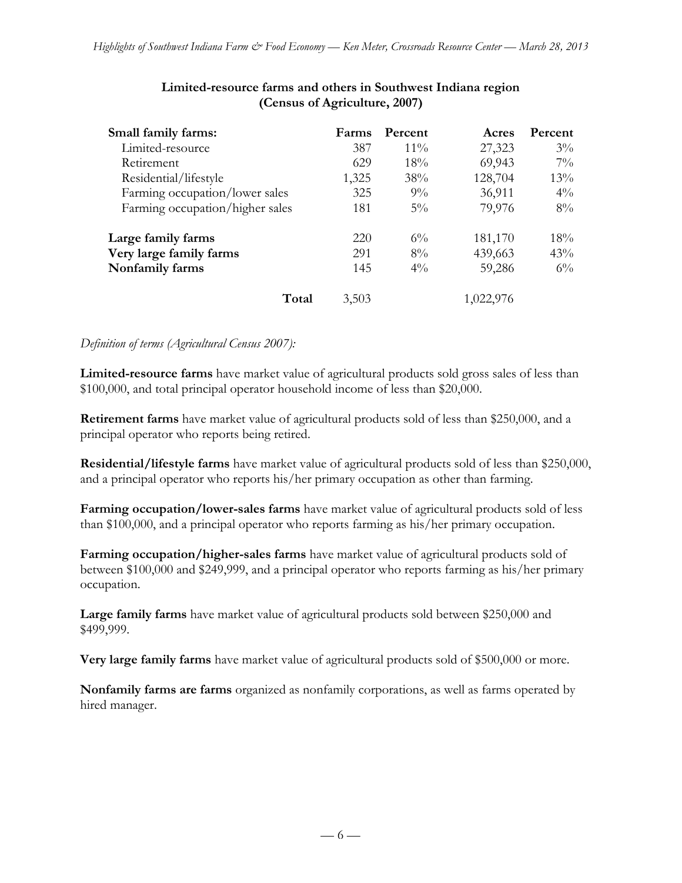**Limited-resource farms and others in Southwest Indiana region (Census of Agriculture, 2007)**

| Small family farms: | Farms | Percent | Acres | Percent |
|---|---|---|---|---|
| Limited-resource | 387 | 11% | 27,323 | 3% |
| Retirement | 629 | 18% | 69,943 | 7% |
| Residential/lifestyle | 1,325 | 38% | 128,704 | 13% |
| Farming occupation/lower sales | 325 | 9% | 36,911 | 4% |
| Farming occupation/higher sales | 181 | 5% | 79,976 | 8% |
| **Large family farms** | 220 | 6% | 181,170 | 18% |
| **Very large family farms** | 291 | 8% | 439,663 | 43% |
| **Nonfamily farms** | 145 | 4% | 59,286 | 6% |
| **Total** | 3,503 | | 1,022,976 | |

*Definition of terms (Agricultural Census 2007):*

**Limited-resource farms** have market value of agricultural products sold gross sales of less than $100,000, and total principal operator household income of less than $20,000.

**Retirement farms** have market value of agricultural products sold of less than $250,000, and a principal operator who reports being retired.

**Residential/lifestyle farms** have market value of agricultural products sold of less than $250,000, and a principal operator who reports his/her primary occupation as other than farming.

**Farming occupation/lower-sales farms** have market value of agricultural products sold of less than $100,000, and a principal operator who reports farming as his/her primary occupation.

**Farming occupation/higher-sales farms** have market value of agricultural products sold of between $100,000 and $249,999, and a principal operator who reports farming as his/her primary occupation.

**Large family farms** have market value of agricultural products sold between $250,000 and $499,999.

**Very large family farms** have market value of agricultural products sold of $500,000 or more.

**Nonfamily farms are farms** organized as nonfamily corporations, as well as farms operated by hired manager.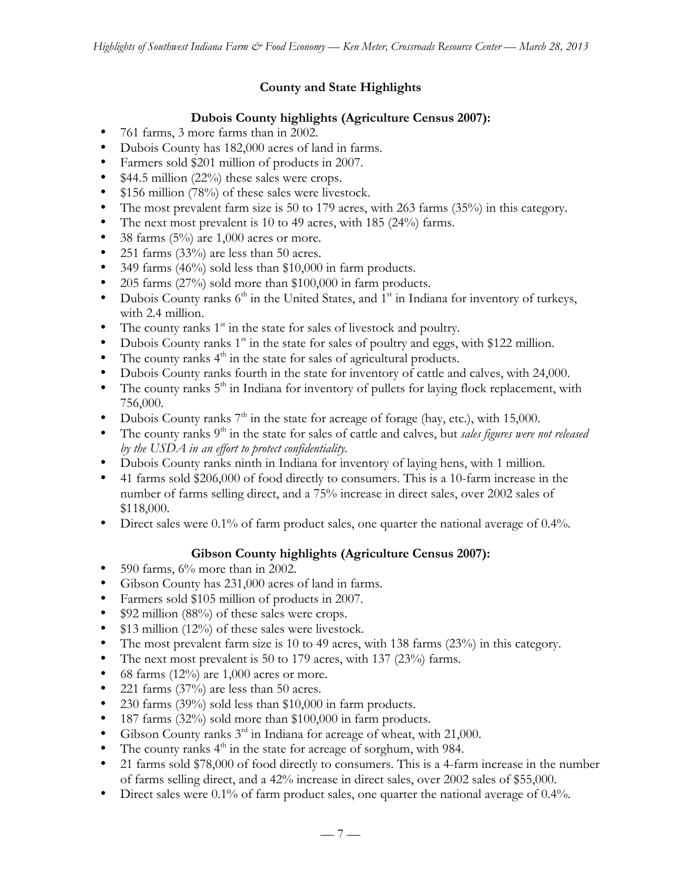## County and State Highlights

### Dubois County highlights (Agriculture Census 2007):

- 761 farms, 3 more farms than in 2002.
- Dubois County has 182,000 acres of land in farms.
- Farmers sold $201 million of products in 2007.
- $44.5 million (22%) these sales were crops.
- $156 million (78%) of these sales were livestock.
- The most prevalent farm size is 50 to 179 acres, with 263 farms (35%) in this category.
- The next most prevalent is 10 to 49 acres, with 185 (24%) farms.
- 38 farms (5%) are 1,000 acres or more.
- 251 farms (33%) are less than 50 acres.
- 349 farms (46%) sold less than $10,000 in farm products.
- 205 farms (27%) sold more than $100,000 in farm products.
- Dubois County ranks 6th in the United States, and 1st in Indiana for inventory of turkeys, with 2.4 million.
- The county ranks 1st in the state for sales of livestock and poultry.
- Dubois County ranks 1st in the state for sales of poultry and eggs, with $122 million.
- The county ranks 4th in the state for sales of agricultural products.
- Dubois County ranks fourth in the state for inventory of cattle and calves, with 24,000.
- The county ranks 5th in Indiana for inventory of pullets for laying flock replacement, with 756,000.
- Dubois County ranks 7th in the state for acreage of forage (hay, etc.), with 15,000.
- The county ranks 9th in the state for sales of cattle and calves, but *sales figures were not released by the USDA in an effort to protect confidentiality.*
- Dubois County ranks ninth in Indiana for inventory of laying hens, with 1 million.
- 41 farms sold $206,000 of food directly to consumers. This is a 10-farm increase in the number of farms selling direct, and a 75% increase in direct sales, over 2002 sales of $118,000.
- Direct sales were 0.1% of farm product sales, one quarter the national average of 0.4%.

### Gibson County highlights (Agriculture Census 2007):

- 590 farms, 6% more than in 2002.
- Gibson County has 231,000 acres of land in farms.
- Farmers sold $105 million of products in 2007.
- $92 million (88%) of these sales were crops.
- $13 million (12%) of these sales were livestock.
- The most prevalent farm size is 10 to 49 acres, with 138 farms (23%) in this category.
- The next most prevalent is 50 to 179 acres, with 137 (23%) farms.
- 68 farms (12%) are 1,000 acres or more.
- 221 farms (37%) are less than 50 acres.
- 230 farms (39%) sold less than $10,000 in farm products.
- 187 farms (32%) sold more than $100,000 in farm products.
- Gibson County ranks 3rd in Indiana for acreage of wheat, with 21,000.
- The county ranks 4th in the state for acreage of sorghum, with 984.
- 21 farms sold $78,000 of food directly to consumers. This is a 4-farm increase in the number of farms selling direct, and a 42% increase in direct sales, over 2002 sales of $55,000.
- Direct sales were 0.1% of farm product sales, one quarter the national average of 0.4%.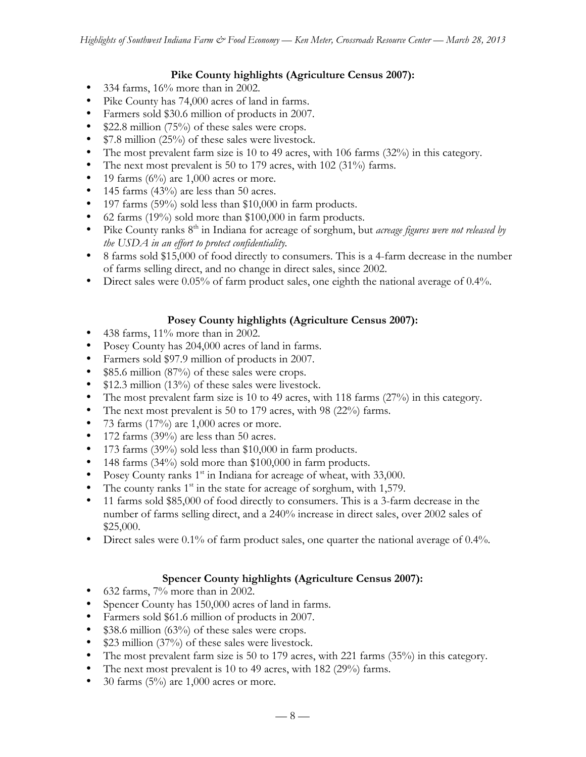**Pike County highlights (Agriculture Census 2007):**

- 334 farms, 16% more than in 2002.
- Pike County has 74,000 acres of land in farms.
- Farmers sold \$30.6 million of products in 2007.
- \$22.8 million (75%) of these sales were crops.
- \$7.8 million (25%) of these sales were livestock.
- The most prevalent farm size is 10 to 49 acres, with 106 farms (32%) in this category.
- The next most prevalent is 50 to 179 acres, with 102 (31%) farms.
- 19 farms (6%) are 1,000 acres or more.
- 145 farms (43%) are less than 50 acres.
- 197 farms (59%) sold less than \$10,000 in farm products.
- 62 farms (19%) sold more than \$100,000 in farm products.
- Pike County ranks 8th in Indiana for acreage of sorghum, but *acreage figures were not released by the USDA in an effort to protect confidentiality.*
- 8 farms sold \$15,000 of food directly to consumers. This is a 4-farm decrease in the number of farms selling direct, and no change in direct sales, since 2002.
- Direct sales were 0.05% of farm product sales, one eighth the national average of 0.4%.

**Posey County highlights (Agriculture Census 2007):**

- 438 farms, 11% more than in 2002.
- Posey County has 204,000 acres of land in farms.
- Farmers sold \$97.9 million of products in 2007.
- \$85.6 million (87%) of these sales were crops.
- \$12.3 million (13%) of these sales were livestock.
- The most prevalent farm size is 10 to 49 acres, with 118 farms (27%) in this category.
- The next most prevalent is 50 to 179 acres, with 98 (22%) farms.
- 73 farms (17%) are 1,000 acres or more.
- 172 farms (39%) are less than 50 acres.
- 173 farms (39%) sold less than \$10,000 in farm products.
- 148 farms (34%) sold more than \$100,000 in farm products.
- Posey County ranks 1st in Indiana for acreage of wheat, with 33,000.
- The county ranks 1st in the state for acreage of sorghum, with 1,579.
- 11 farms sold \$85,000 of food directly to consumers. This is a 3-farm decrease in the number of farms selling direct, and a 240% increase in direct sales, over 2002 sales of \$25,000.
- Direct sales were 0.1% of farm product sales, one quarter the national average of 0.4%.

**Spencer County highlights (Agriculture Census 2007):**

- 632 farms, 7% more than in 2002.
- Spencer County has 150,000 acres of land in farms.
- Farmers sold \$61.6 million of products in 2007.
- \$38.6 million (63%) of these sales were crops.
- \$23 million (37%) of these sales were livestock.
- The most prevalent farm size is 50 to 179 acres, with 221 farms (35%) in this category.
- The next most prevalent is 10 to 49 acres, with 182 (29%) farms.
- 30 farms (5%) are 1,000 acres or more.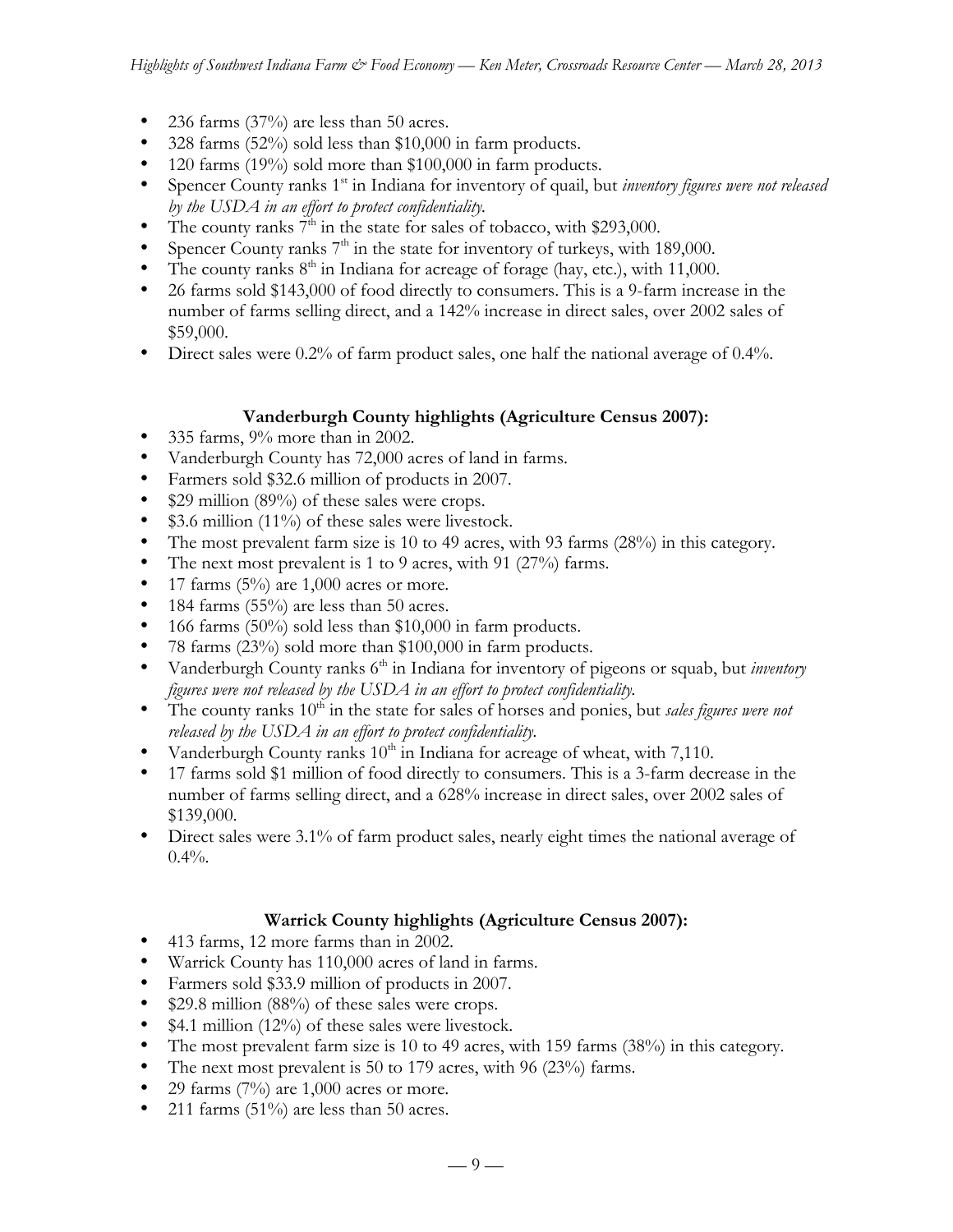- 236 farms (37%) are less than 50 acres.
- 328 farms (52%) sold less than \$10,000 in farm products.
- 120 farms (19%) sold more than \$100,000 in farm products.
- Spencer County ranks 1st in Indiana for inventory of quail, but *inventory figures were not released by the USDA in an effort to protect confidentiality.*
- The county ranks 7th in the state for sales of tobacco, with \$293,000.
- Spencer County ranks 7th in the state for inventory of turkeys, with 189,000.
- The county ranks 8th in Indiana for acreage of forage (hay, etc.), with 11,000.
- 26 farms sold \$143,000 of food directly to consumers. This is a 9-farm increase in the number of farms selling direct, and a 142% increase in direct sales, over 2002 sales of \$59,000.
- Direct sales were 0.2% of farm product sales, one half the national average of 0.4%.

### Vanderburgh County highlights (Agriculture Census 2007):

- 335 farms, 9% more than in 2002.
- Vanderburgh County has 72,000 acres of land in farms.
- Farmers sold \$32.6 million of products in 2007.
- \$29 million (89%) of these sales were crops.
- \$3.6 million (11%) of these sales were livestock.
- The most prevalent farm size is 10 to 49 acres, with 93 farms (28%) in this category.
- The next most prevalent is 1 to 9 acres, with 91 (27%) farms.
- 17 farms (5%) are 1,000 acres or more.
- 184 farms (55%) are less than 50 acres.
- 166 farms (50%) sold less than \$10,000 in farm products.
- 78 farms (23%) sold more than \$100,000 in farm products.
- Vanderburgh County ranks 6th in Indiana for inventory of pigeons or squab, but *inventory figures were not released by the USDA in an effort to protect confidentiality.*
- The county ranks 10th in the state for sales of horses and ponies, but *sales figures were not released by the USDA in an effort to protect confidentiality.*
- Vanderburgh County ranks 10th in Indiana for acreage of wheat, with 7,110.
- 17 farms sold \$1 million of food directly to consumers. This is a 3-farm decrease in the number of farms selling direct, and a 628% increase in direct sales, over 2002 sales of \$139,000.
- Direct sales were 3.1% of farm product sales, nearly eight times the national average of 0.4%.

### Warrick County highlights (Agriculture Census 2007):

- 413 farms, 12 more farms than in 2002.
- Warrick County has 110,000 acres of land in farms.
- Farmers sold \$33.9 million of products in 2007.
- \$29.8 million (88%) of these sales were crops.
- \$4.1 million (12%) of these sales were livestock.
- The most prevalent farm size is 10 to 49 acres, with 159 farms (38%) in this category.
- The next most prevalent is 50 to 179 acres, with 96 (23%) farms.
- 29 farms (7%) are 1,000 acres or more.
- 211 farms (51%) are less than 50 acres.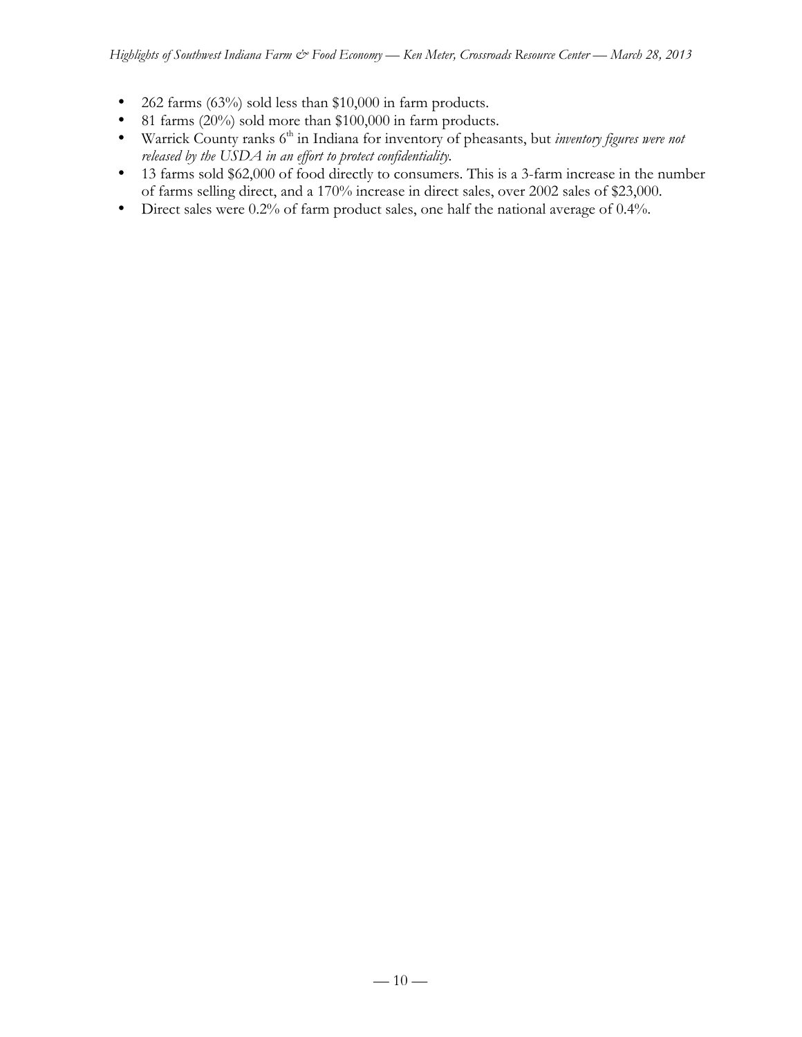- 262 farms (63%) sold less than $10,000 in farm products.
- 81 farms (20%) sold more than $100,000 in farm products.
- Warrick County ranks 6th in Indiana for inventory of pheasants, but *inventory figures were not released by the USDA in an effort to protect confidentiality.*
- 13 farms sold $62,000 of food directly to consumers. This is a 3-farm increase in the number of farms selling direct, and a 170% increase in direct sales, over 2002 sales of $23,000.
- Direct sales were 0.2% of farm product sales, one half the national average of 0.4%.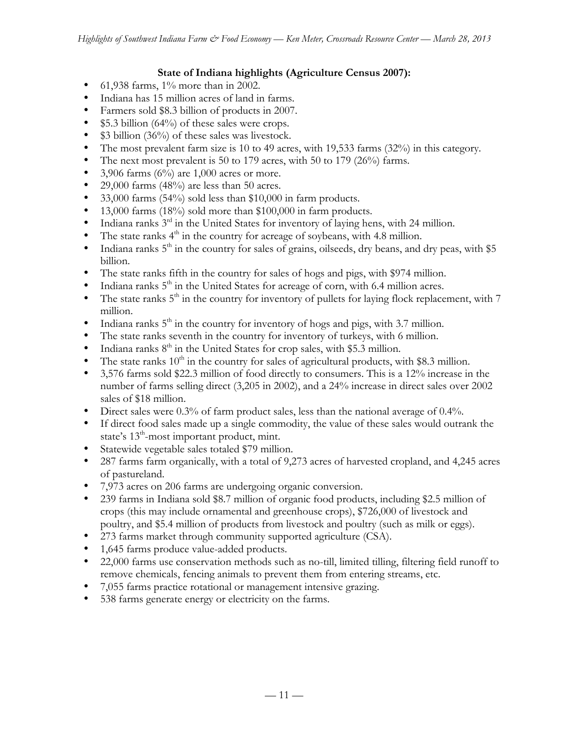**State of Indiana highlights (Agriculture Census 2007):**

- 61,938 farms, 1% more than in 2002.
- Indiana has 15 million acres of land in farms.
- Farmers sold $8.3 billion of products in 2007.
- $5.3 billion (64%) of these sales were crops.
- $3 billion (36%) of these sales was livestock.
- The most prevalent farm size is 10 to 49 acres, with 19,533 farms (32%) in this category.
- The next most prevalent is 50 to 179 acres, with 50 to 179 (26%) farms.
- 3,906 farms (6%) are 1,000 acres or more.
- 29,000 farms (48%) are less than 50 acres.
- 33,000 farms (54%) sold less than $10,000 in farm products.
- 13,000 farms (18%) sold more than $100,000 in farm products.
- Indiana ranks 3rd in the United States for inventory of laying hens, with 24 million.
- The state ranks 4th in the country for acreage of soybeans, with 4.8 million.
- Indiana ranks 5th in the country for sales of grains, oilseeds, dry beans, and dry peas, with $5 billion.
- The state ranks fifth in the country for sales of hogs and pigs, with $974 million.
- Indiana ranks 5th in the United States for acreage of corn, with 6.4 million acres.
- The state ranks 5th in the country for inventory of pullets for laying flock replacement, with 7 million.
- Indiana ranks 5th in the country for inventory of hogs and pigs, with 3.7 million.
- The state ranks seventh in the country for inventory of turkeys, with 6 million.
- Indiana ranks 8th in the United States for crop sales, with $5.3 million.
- The state ranks 10th in the country for sales of agricultural products, with $8.3 million.
- 3,576 farms sold $22.3 million of food directly to consumers. This is a 12% increase in the number of farms selling direct (3,205 in 2002), and a 24% increase in direct sales over 2002 sales of $18 million.
- Direct sales were 0.3% of farm product sales, less than the national average of 0.4%.
- If direct food sales made up a single commodity, the value of these sales would outrank the state's 13th-most important product, mint.
- Statewide vegetable sales totaled $79 million.
- 287 farms farm organically, with a total of 9,273 acres of harvested cropland, and 4,245 acres of pastureland.
- 7,973 acres on 206 farms are undergoing organic conversion.
- 239 farms in Indiana sold $8.7 million of organic food products, including $2.5 million of crops (this may include ornamental and greenhouse crops), $726,000 of livestock and poultry, and $5.4 million of products from livestock and poultry (such as milk or eggs).
- 273 farms market through community supported agriculture (CSA).
- 1,645 farms produce value-added products.
- 22,000 farms use conservation methods such as no-till, limited tilling, filtering field runoff to remove chemicals, fencing animals to prevent them from entering streams, etc.
- 7,055 farms practice rotational or management intensive grazing.
- 538 farms generate energy or electricity on the farms.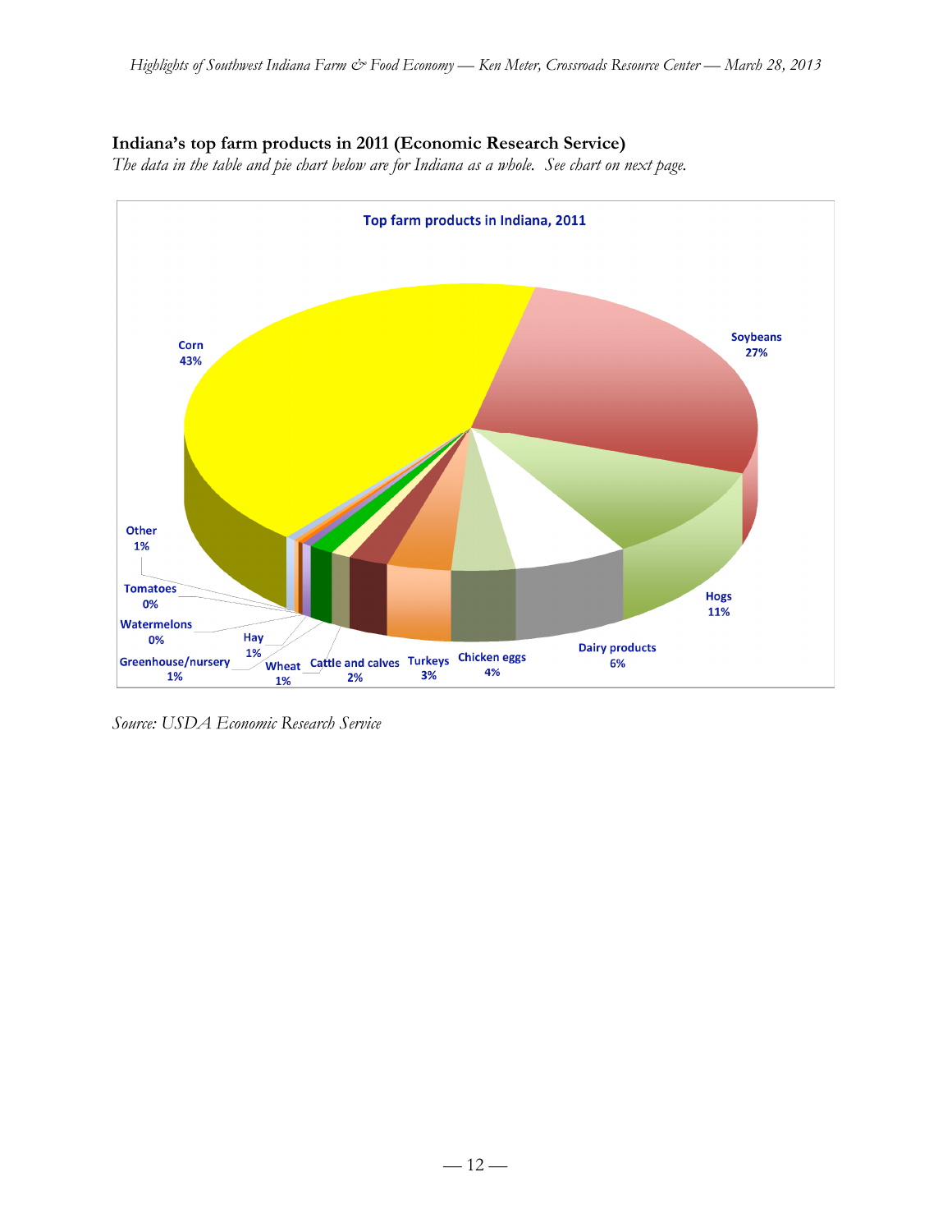**Indiana's top farm products in 2011 (Economic Research Service)**

*The data in the table and pie chart below are for Indiana as a whole. See chart on next page.*

Top farm products in Indiana, 2011

| Product | Share |
|---|---|
| Corn | 43% |
| Soybeans | 27% |
| Hogs | 11% |
| Dairy products | 6% |
| Chicken eggs | 4% |
| Turkeys | 3% |
| Cattle and calves | 2% |
| Wheat | 1% |
| Hay | 1% |
| Greenhouse/nursery | 1% |
| Watermelons | 0% |
| Tomatoes | 0% |
| Other | 1% |

*Source: USDA Economic Research Service*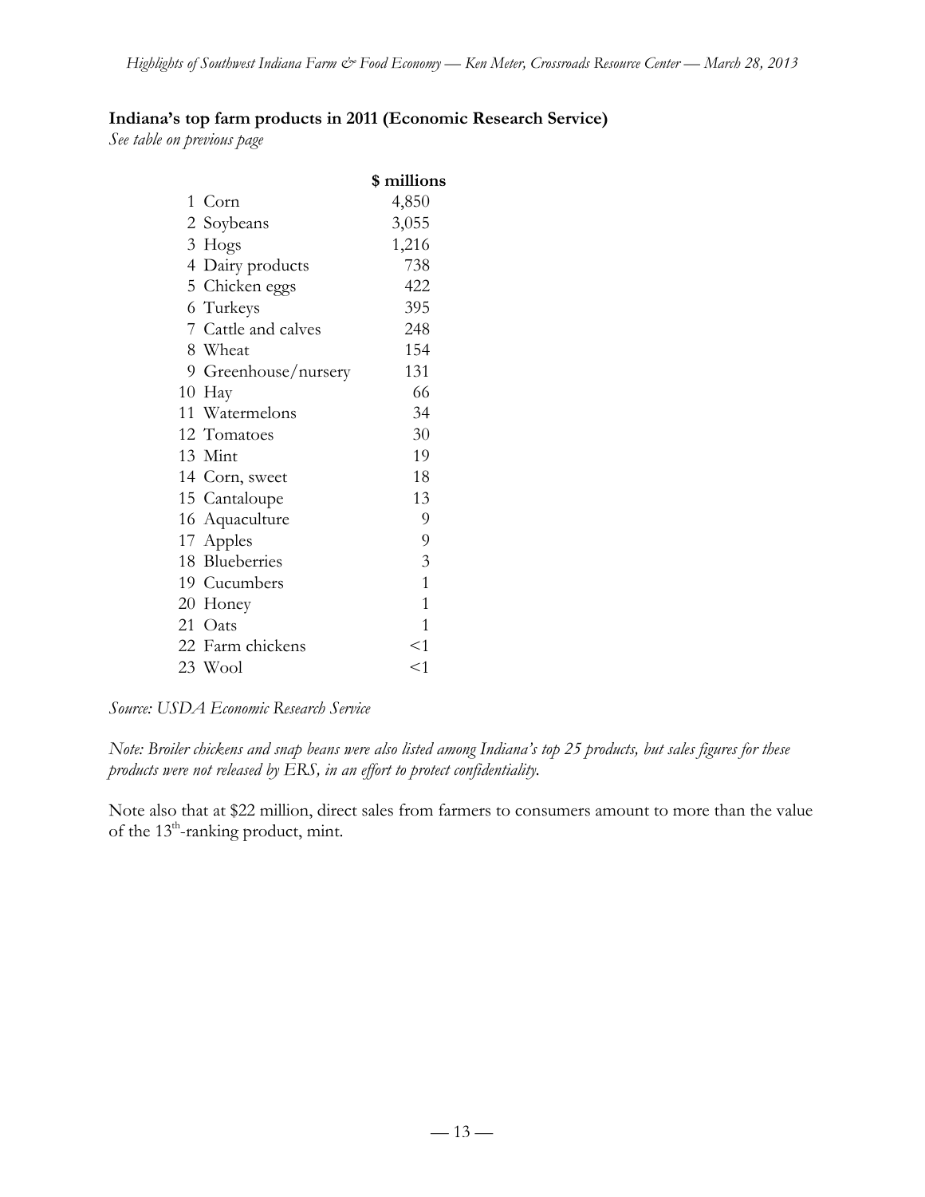**Indiana's top farm products in 2011 (Economic Research Service)**

*See table on previous page*

| | | \$ millions |
|---|---|---|
| 1 | Corn | 4,850 |
| 2 | Soybeans | 3,055 |
| 3 | Hogs | 1,216 |
| 4 | Dairy products | 738 |
| 5 | Chicken eggs | 422 |
| 6 | Turkeys | 395 |
| 7 | Cattle and calves | 248 |
| 8 | Wheat | 154 |
| 9 | Greenhouse/nursery | 131 |
| 10 | Hay | 66 |
| 11 | Watermelons | 34 |
| 12 | Tomatoes | 30 |
| 13 | Mint | 19 |
| 14 | Corn, sweet | 18 |
| 15 | Cantaloupe | 13 |
| 16 | Aquaculture | 9 |
| 17 | Apples | 9 |
| 18 | Blueberries | 3 |
| 19 | Cucumbers | 1 |
| 20 | Honey | 1 |
| 21 | Oats | 1 |
| 22 | Farm chickens | <1 |
| 23 | Wool | <1 |

*Source: USDA Economic Research Service*

*Note: Broiler chickens and snap beans were also listed among Indiana's top 25 products, but sales figures for these products were not released by ERS, in an effort to protect confidentiality.*

Note also that at \$22 million, direct sales from farmers to consumers amount to more than the value of the 13th-ranking product, mint.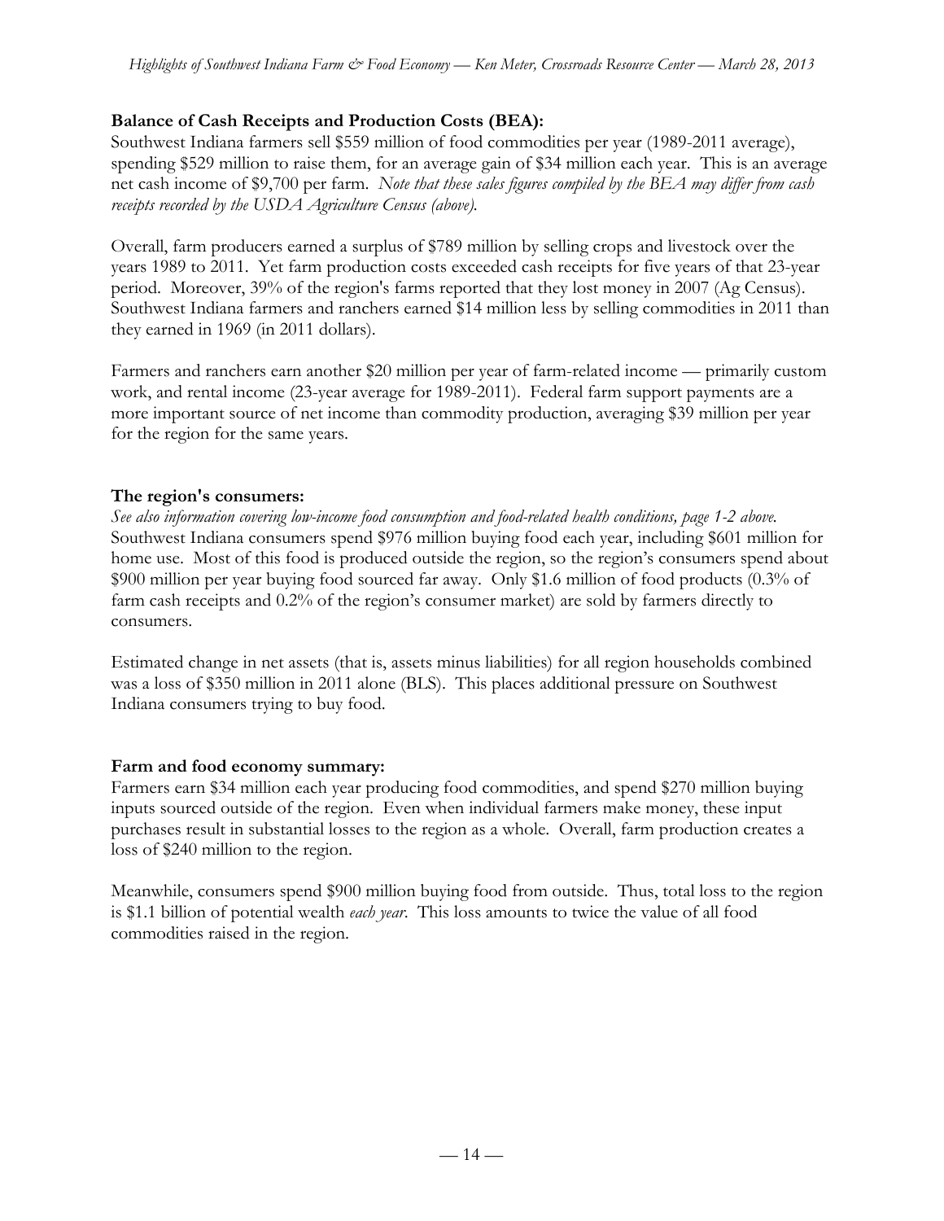**Balance of Cash Receipts and Production Costs (BEA):**

Southwest Indiana farmers sell $559 million of food commodities per year (1989-2011 average), spending $529 million to raise them, for an average gain of $34 million each year. This is an average net cash income of $9,700 per farm. *Note that these sales figures compiled by the BEA may differ from cash receipts recorded by the USDA Agriculture Census (above).*

Overall, farm producers earned a surplus of $789 million by selling crops and livestock over the years 1989 to 2011. Yet farm production costs exceeded cash receipts for five years of that 23-year period. Moreover, 39% of the region's farms reported that they lost money in 2007 (Ag Census). Southwest Indiana farmers and ranchers earned $14 million less by selling commodities in 2011 than they earned in 1969 (in 2011 dollars).

Farmers and ranchers earn another $20 million per year of farm-related income — primarily custom work, and rental income (23-year average for 1989-2011). Federal farm support payments are a more important source of net income than commodity production, averaging $39 million per year for the region for the same years.

**The region's consumers:**

*See also information covering low-income food consumption and food-related health conditions, page 1-2 above.*
Southwest Indiana consumers spend $976 million buying food each year, including $601 million for home use. Most of this food is produced outside the region, so the region's consumers spend about $900 million per year buying food sourced far away. Only $1.6 million of food products (0.3% of farm cash receipts and 0.2% of the region's consumer market) are sold by farmers directly to consumers.

Estimated change in net assets (that is, assets minus liabilities) for all region households combined was a loss of $350 million in 2011 alone (BLS). This places additional pressure on Southwest Indiana consumers trying to buy food.

**Farm and food economy summary:**

Farmers earn $34 million each year producing food commodities, and spend $270 million buying inputs sourced outside of the region. Even when individual farmers make money, these input purchases result in substantial losses to the region as a whole. Overall, farm production creates a loss of $240 million to the region.

Meanwhile, consumers spend $900 million buying food from outside. Thus, total loss to the region is $1.1 billion of potential wealth *each year*. This loss amounts to twice the value of all food commodities raised in the region.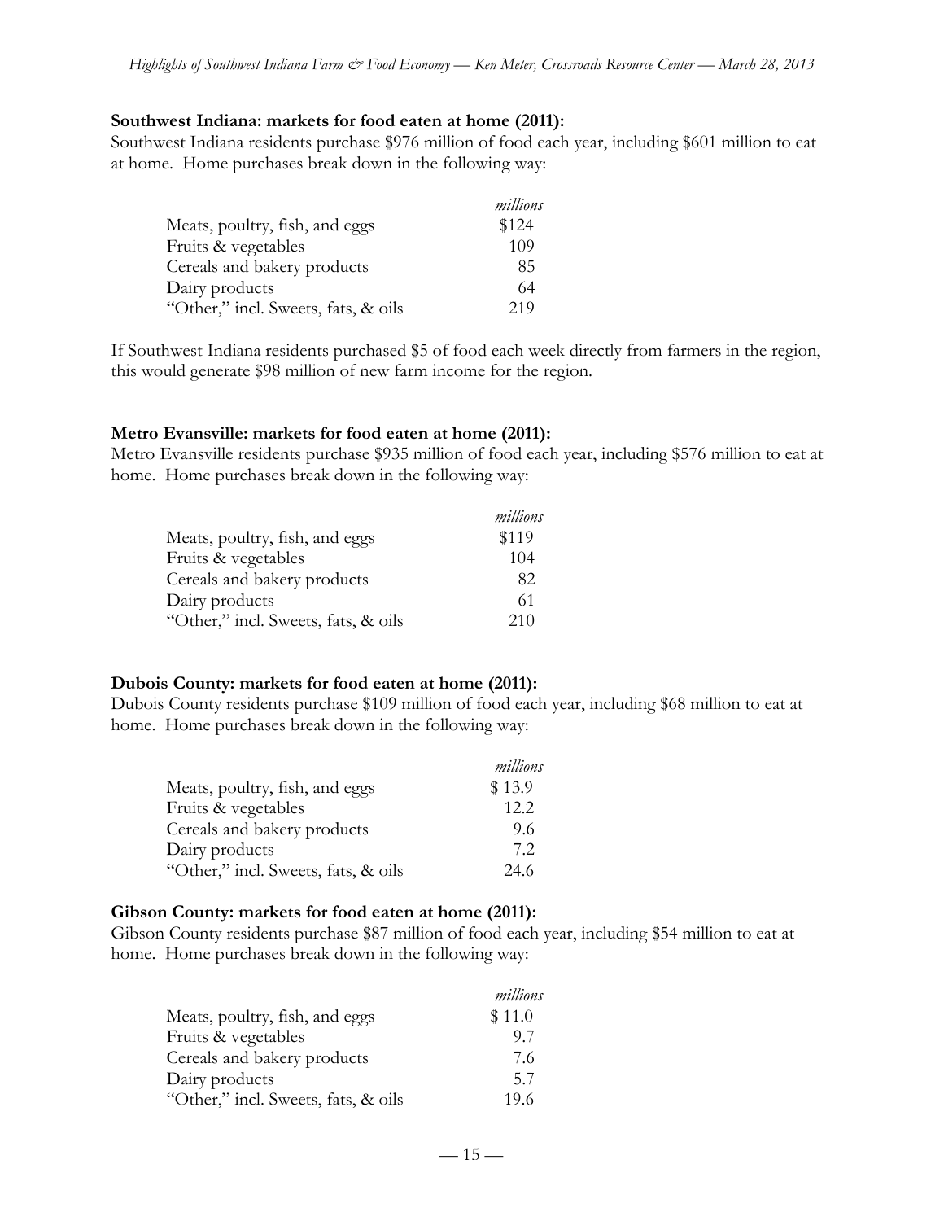**Southwest Indiana: markets for food eaten at home (2011):**
Southwest Indiana residents purchase $976 million of food each year, including $601 million to eat at home. Home purchases break down in the following way:

| | *millions* |
|---|---|
| Meats, poultry, fish, and eggs | $124 |
| Fruits & vegetables | 109 |
| Cereals and bakery products | 85 |
| Dairy products | 64 |
| "Other," incl. Sweets, fats, & oils | 219 |

If Southwest Indiana residents purchased $5 of food each week directly from farmers in the region, this would generate $98 million of new farm income for the region.

**Metro Evansville: markets for food eaten at home (2011):**
Metro Evansville residents purchase $935 million of food each year, including $576 million to eat at home. Home purchases break down in the following way:

| | *millions* |
|---|---|
| Meats, poultry, fish, and eggs | $119 |
| Fruits & vegetables | 104 |
| Cereals and bakery products | 82 |
| Dairy products | 61 |
| "Other," incl. Sweets, fats, & oils | 210 |

**Dubois County: markets for food eaten at home (2011):**
Dubois County residents purchase $109 million of food each year, including $68 million to eat at home. Home purchases break down in the following way:

| | *millions* |
|---|---|
| Meats, poultry, fish, and eggs | $ 13.9 |
| Fruits & vegetables | 12.2 |
| Cereals and bakery products | 9.6 |
| Dairy products | 7.2 |
| "Other," incl. Sweets, fats, & oils | 24.6 |

**Gibson County: markets for food eaten at home (2011):**
Gibson County residents purchase $87 million of food each year, including $54 million to eat at home. Home purchases break down in the following way:

| | *millions* |
|---|---|
| Meats, poultry, fish, and eggs | $ 11.0 |
| Fruits & vegetables | 9.7 |
| Cereals and bakery products | 7.6 |
| Dairy products | 5.7 |
| "Other," incl. Sweets, fats, & oils | 19.6 |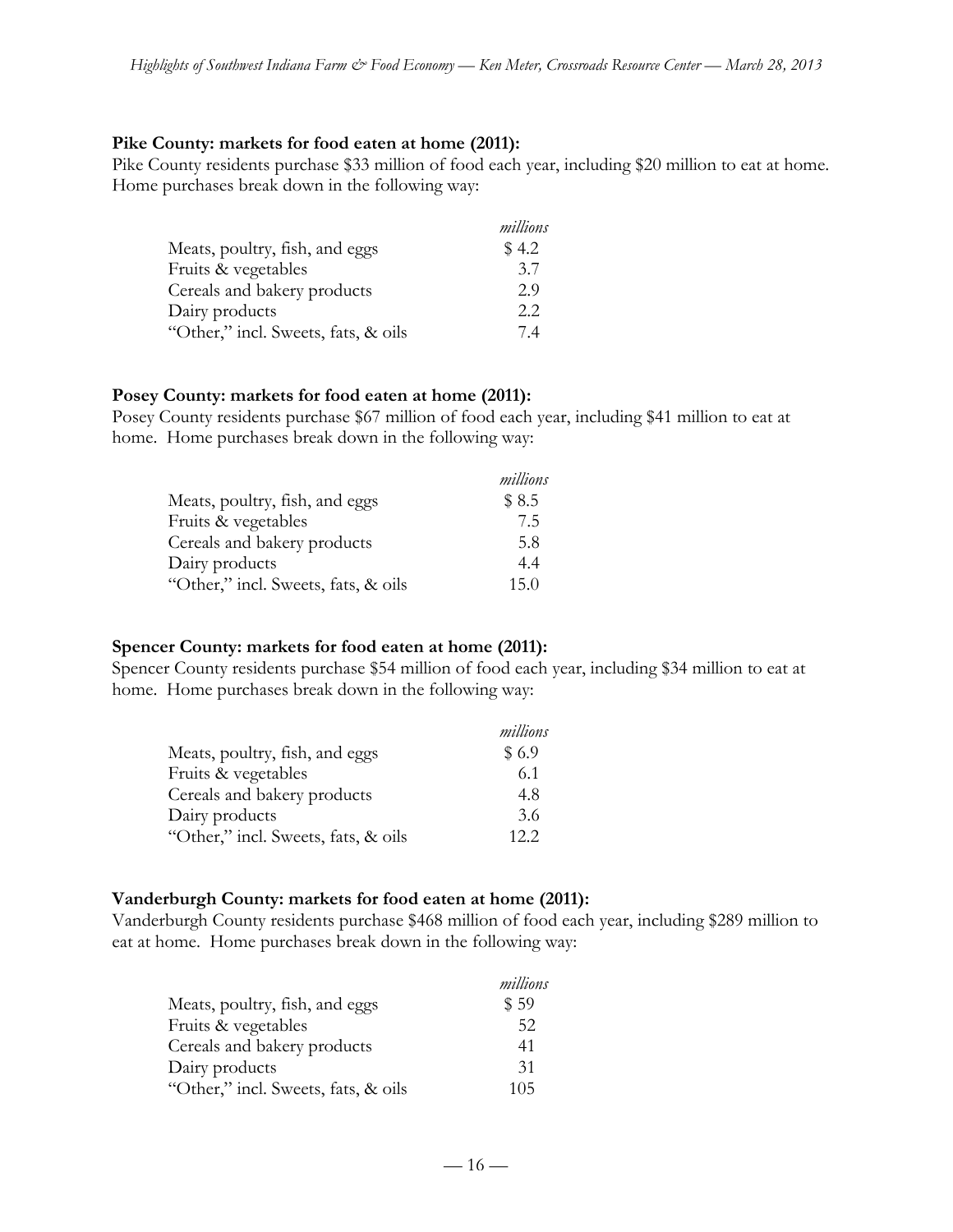**Pike County: markets for food eaten at home (2011):**
Pike County residents purchase \$33 million of food each year, including \$20 million to eat at home. Home purchases break down in the following way:

| | *millions* |
|---|---|
| Meats, poultry, fish, and eggs | \$ 4.2 |
| Fruits & vegetables | 3.7 |
| Cereals and bakery products | 2.9 |
| Dairy products | 2.2 |
| "Other," incl. Sweets, fats, & oils | 7.4 |

**Posey County: markets for food eaten at home (2011):**
Posey County residents purchase \$67 million of food each year, including \$41 million to eat at home. Home purchases break down in the following way:

| | *millions* |
|---|---|
| Meats, poultry, fish, and eggs | \$ 8.5 |
| Fruits & vegetables | 7.5 |
| Cereals and bakery products | 5.8 |
| Dairy products | 4.4 |
| "Other," incl. Sweets, fats, & oils | 15.0 |

**Spencer County: markets for food eaten at home (2011):**
Spencer County residents purchase \$54 million of food each year, including \$34 million to eat at home. Home purchases break down in the following way:

| | *millions* |
|---|---|
| Meats, poultry, fish, and eggs | \$ 6.9 |
| Fruits & vegetables | 6.1 |
| Cereals and bakery products | 4.8 |
| Dairy products | 3.6 |
| "Other," incl. Sweets, fats, & oils | 12.2 |

**Vanderburgh County: markets for food eaten at home (2011):**
Vanderburgh County residents purchase \$468 million of food each year, including \$289 million to eat at home. Home purchases break down in the following way:

| | *millions* |
|---|---|
| Meats, poultry, fish, and eggs | \$ 59 |
| Fruits & vegetables | 52 |
| Cereals and bakery products | 41 |
| Dairy products | 31 |
| "Other," incl. Sweets, fats, & oils | 105 |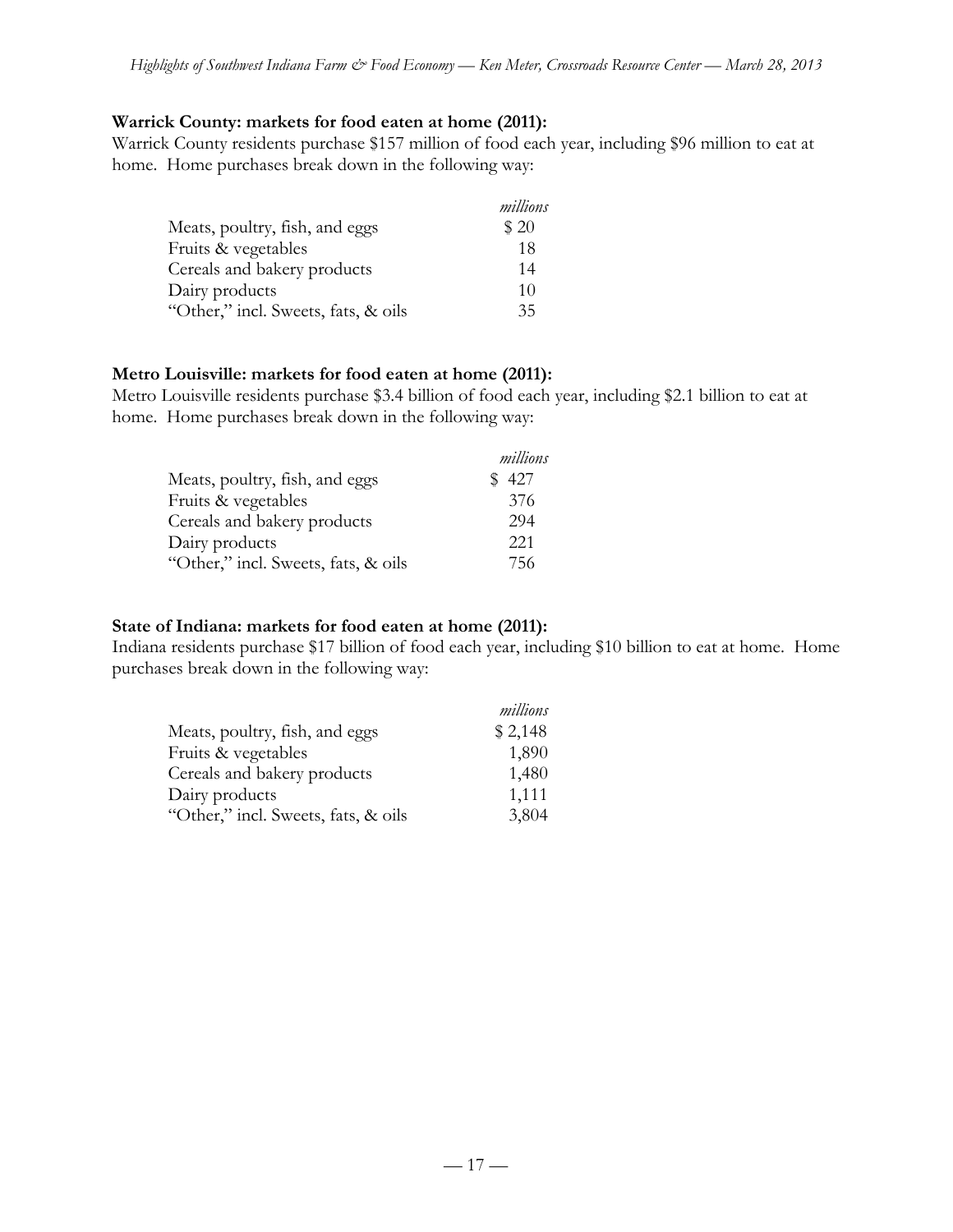**Warrick County: markets for food eaten at home (2011):**

Warrick County residents purchase $157 million of food each year, including $96 million to eat at home. Home purchases break down in the following way:

| | *millions* |
|---|---|
| Meats, poultry, fish, and eggs | $ 20 |
| Fruits & vegetables | 18 |
| Cereals and bakery products | 14 |
| Dairy products | 10 |
| "Other," incl. Sweets, fats, & oils | 35 |

**Metro Louisville: markets for food eaten at home (2011):**

Metro Louisville residents purchase $3.4 billion of food each year, including $2.1 billion to eat at home. Home purchases break down in the following way:

| | *millions* |
|---|---|
| Meats, poultry, fish, and eggs | $ 427 |
| Fruits & vegetables | 376 |
| Cereals and bakery products | 294 |
| Dairy products | 221 |
| "Other," incl. Sweets, fats, & oils | 756 |

**State of Indiana: markets for food eaten at home (2011):**

Indiana residents purchase $17 billion of food each year, including $10 billion to eat at home. Home purchases break down in the following way:

| | *millions* |
|---|---|
| Meats, poultry, fish, and eggs | $ 2,148 |
| Fruits & vegetables | 1,890 |
| Cereals and bakery products | 1,480 |
| Dairy products | 1,111 |
| "Other," incl. Sweets, fats, & oils | 3,804 |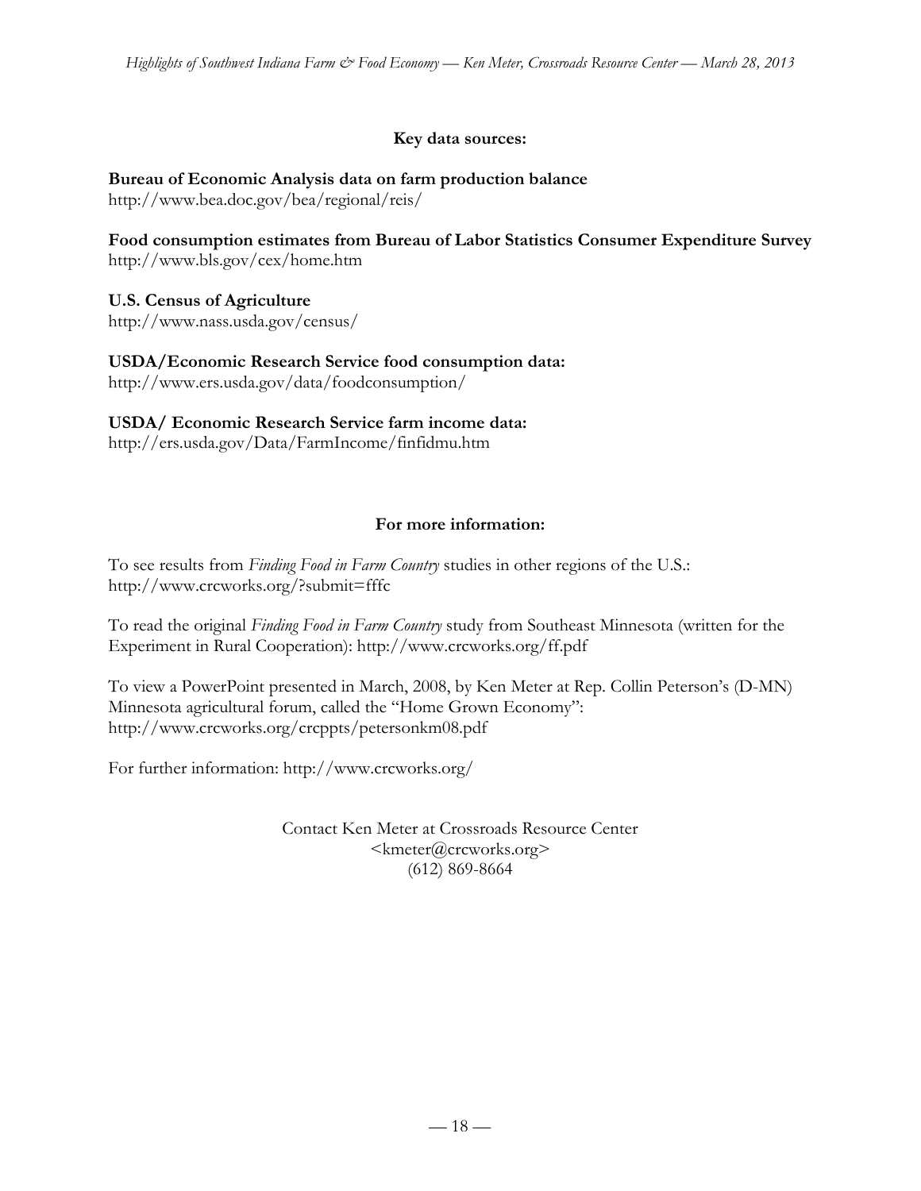### Key data sources:

**Bureau of Economic Analysis data on farm production balance**
http://www.bea.doc.gov/bea/regional/reis/

**Food consumption estimates from Bureau of Labor Statistics Consumer Expenditure Survey**
http://www.bls.gov/cex/home.htm

**U.S. Census of Agriculture**
http://www.nass.usda.gov/census/

**USDA/Economic Research Service food consumption data:**
http://www.ers.usda.gov/data/foodconsumption/

**USDA/ Economic Research Service farm income data:**
http://ers.usda.gov/Data/FarmIncome/finfidmu.htm

### For more information:

To see results from *Finding Food in Farm Country* studies in other regions of the U.S.: http://www.crcworks.org/?submit=fffc

To read the original *Finding Food in Farm Country* study from Southeast Minnesota (written for the Experiment in Rural Cooperation): http://www.crcworks.org/ff.pdf

To view a PowerPoint presented in March, 2008, by Ken Meter at Rep. Collin Peterson's (D-MN) Minnesota agricultural forum, called the "Home Grown Economy": http://www.crcworks.org/crcppts/petersonkm08.pdf

For further information: http://www.crcworks.org/

Contact Ken Meter at Crossroads Resource Center
<kmeter@crcworks.org>
(612) 869-8664